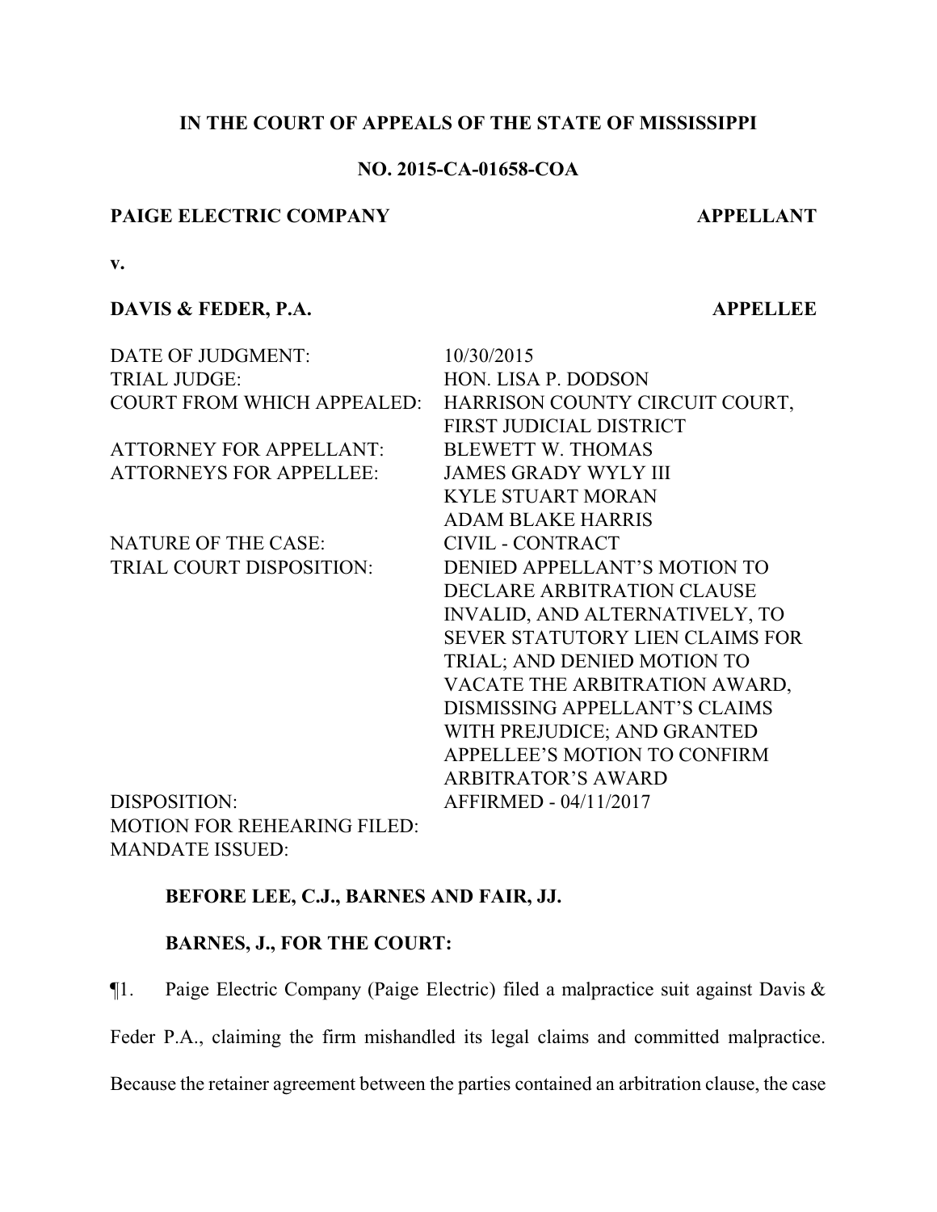**IN THE COURT OF APPEALS OF THE STATE OF MISSISSIPPI**

**NO. 2015-CA-01658-COA**

**PAIGE ELECTRIC COMPANY** **APPELLANT**

**v.**

**DAVIS & FEDER, P.A.** **APPELLEE**

| | |
|---|---|
| DATE OF JUDGMENT: | 10/30/2015 |
| TRIAL JUDGE: | HON. LISA P. DODSON |
| COURT FROM WHICH APPEALED: | HARRISON COUNTY CIRCUIT COURT, FIRST JUDICIAL DISTRICT |
| ATTORNEY FOR APPELLANT: | BLEWETT W. THOMAS |
| ATTORNEYS FOR APPELLEE: | JAMES GRADY WYLY III<br>KYLE STUART MORAN<br>ADAM BLAKE HARRIS |
| NATURE OF THE CASE: | CIVIL - CONTRACT |
| TRIAL COURT DISPOSITION: | DENIED APPELLANT'S MOTION TO DECLARE ARBITRATION CLAUSE INVALID, AND ALTERNATIVELY, TO SEVER STATUTORY LIEN CLAIMS FOR TRIAL; AND DENIED MOTION TO VACATE THE ARBITRATION AWARD, DISMISSING APPELLANT'S CLAIMS WITH PREJUDICE; AND GRANTED APPELLEE'S MOTION TO CONFIRM ARBITRATOR'S AWARD |
| DISPOSITION: | AFFIRMED - 04/11/2017 |
| MOTION FOR REHEARING FILED: | |
| MANDATE ISSUED: | |

**BEFORE LEE, C.J., BARNES AND FAIR, JJ.**

**BARNES, J., FOR THE COURT:**

¶1. Paige Electric Company (Paige Electric) filed a malpractice suit against Davis & Feder P.A., claiming the firm mishandled its legal claims and committed malpractice. Because the retainer agreement between the parties contained an arbitration clause, the case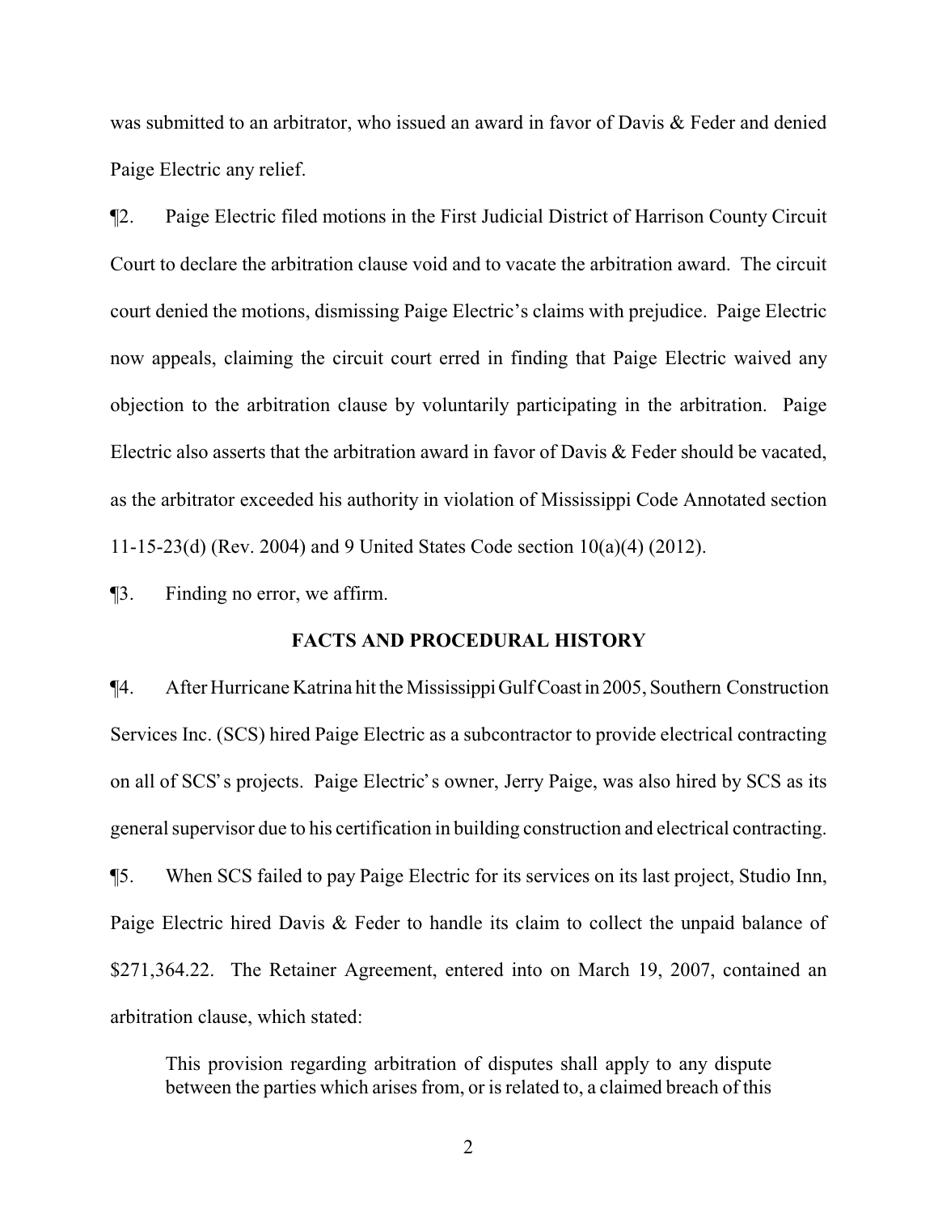was submitted to an arbitrator, who issued an award in favor of Davis & Feder and denied Paige Electric any relief.

¶2. Paige Electric filed motions in the First Judicial District of Harrison County Circuit Court to declare the arbitration clause void and to vacate the arbitration award. The circuit court denied the motions, dismissing Paige Electric's claims with prejudice. Paige Electric now appeals, claiming the circuit court erred in finding that Paige Electric waived any objection to the arbitration clause by voluntarily participating in the arbitration. Paige Electric also asserts that the arbitration award in favor of Davis & Feder should be vacated, as the arbitrator exceeded his authority in violation of Mississippi Code Annotated section 11-15-23(d) (Rev. 2004) and 9 United States Code section 10(a)(4) (2012).

¶3. Finding no error, we affirm.

## FACTS AND PROCEDURAL HISTORY

¶4. After Hurricane Katrina hit the Mississippi Gulf Coast in 2005, Southern Construction Services Inc. (SCS) hired Paige Electric as a subcontractor to provide electrical contracting on all of SCS's projects. Paige Electric's owner, Jerry Paige, was also hired by SCS as its general supervisor due to his certification in building construction and electrical contracting.

¶5. When SCS failed to pay Paige Electric for its services on its last project, Studio Inn, Paige Electric hired Davis & Feder to handle its claim to collect the unpaid balance of $271,364.22. The Retainer Agreement, entered into on March 19, 2007, contained an arbitration clause, which stated:

> This provision regarding arbitration of disputes shall apply to any dispute between the parties which arises from, or is related to, a claimed breach of this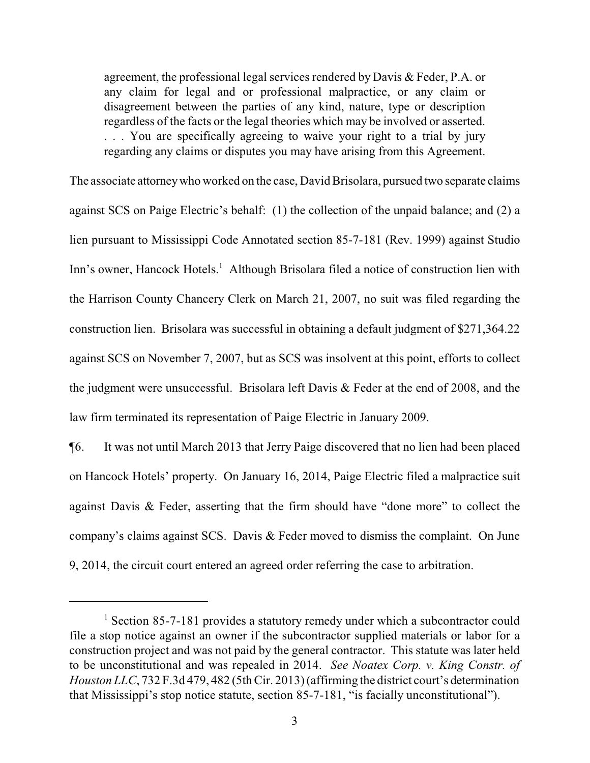> agreement, the professional legal services rendered by Davis & Feder, P.A. or any claim for legal and or professional malpractice, or any claim or disagreement between the parties of any kind, nature, type or description regardless of the facts or the legal theories which may be involved or asserted. . . . You are specifically agreeing to waive your right to a trial by jury regarding any claims or disputes you may have arising from this Agreement.

The associate attorney who worked on the case, David Brisolara, pursued two separate claims against SCS on Paige Electric's behalf: (1) the collection of the unpaid balance; and (2) a lien pursuant to Mississippi Code Annotated section 85-7-181 (Rev. 1999) against Studio Inn's owner, Hancock Hotels.[1] Although Brisolara filed a notice of construction lien with the Harrison County Chancery Clerk on March 21, 2007, no suit was filed regarding the construction lien. Brisolara was successful in obtaining a default judgment of $271,364.22 against SCS on November 7, 2007, but as SCS was insolvent at this point, efforts to collect the judgment were unsuccessful. Brisolara left Davis & Feder at the end of 2008, and the law firm terminated its representation of Paige Electric in January 2009.

¶6. It was not until March 2013 that Jerry Paige discovered that no lien had been placed on Hancock Hotels' property. On January 16, 2014, Paige Electric filed a malpractice suit against Davis & Feder, asserting that the firm should have "done more" to collect the company's claims against SCS. Davis & Feder moved to dismiss the complaint. On June 9, 2014, the circuit court entered an agreed order referring the case to arbitration.

---

[1] Section 85-7-181 provides a statutory remedy under which a subcontractor could file a stop notice against an owner if the subcontractor supplied materials or labor for a construction project and was not paid by the general contractor. This statute was later held to be unconstitutional and was repealed in 2014. *See Noatex Corp. v. King Constr. of Houston LLC*, 732 F.3d 479, 482 (5th Cir. 2013) (affirming the district court's determination that Mississippi's stop notice statute, section 85-7-181, "is facially unconstitutional").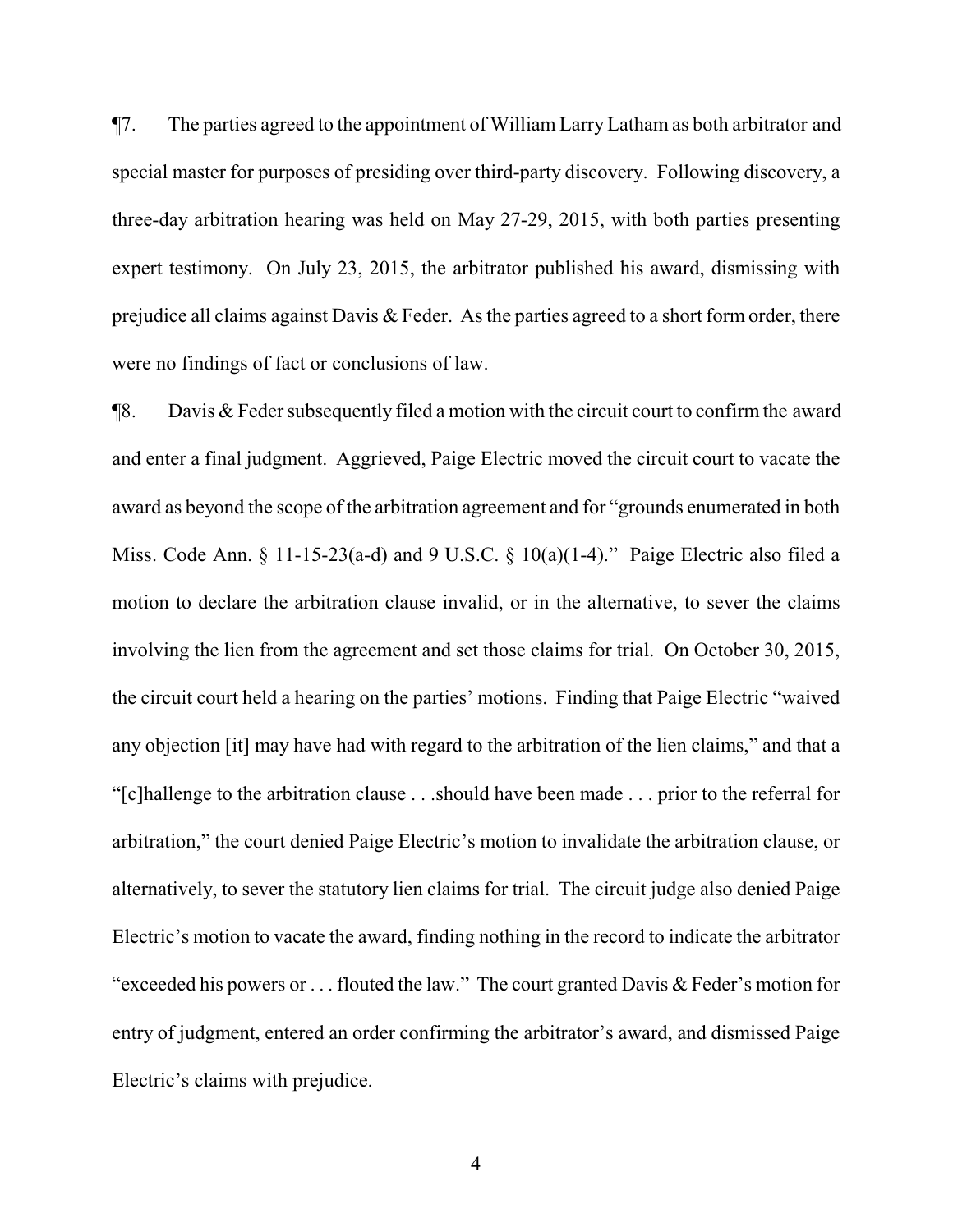¶7. The parties agreed to the appointment of William Larry Latham as both arbitrator and special master for purposes of presiding over third-party discovery. Following discovery, a three-day arbitration hearing was held on May 27-29, 2015, with both parties presenting expert testimony. On July 23, 2015, the arbitrator published his award, dismissing with prejudice all claims against Davis & Feder. As the parties agreed to a short form order, there were no findings of fact or conclusions of law.

¶8. Davis & Feder subsequently filed a motion with the circuit court to confirm the award and enter a final judgment. Aggrieved, Paige Electric moved the circuit court to vacate the award as beyond the scope of the arbitration agreement and for "grounds enumerated in both Miss. Code Ann. § 11-15-23(a-d) and 9 U.S.C. § 10(a)(1-4)." Paige Electric also filed a motion to declare the arbitration clause invalid, or in the alternative, to sever the claims involving the lien from the agreement and set those claims for trial. On October 30, 2015, the circuit court held a hearing on the parties' motions. Finding that Paige Electric "waived any objection [it] may have had with regard to the arbitration of the lien claims," and that a "[c]hallenge to the arbitration clause . . .should have been made . . . prior to the referral for arbitration," the court denied Paige Electric's motion to invalidate the arbitration clause, or alternatively, to sever the statutory lien claims for trial. The circuit judge also denied Paige Electric's motion to vacate the award, finding nothing in the record to indicate the arbitrator "exceeded his powers or . . . flouted the law." The court granted Davis & Feder's motion for entry of judgment, entered an order confirming the arbitrator's award, and dismissed Paige Electric's claims with prejudice.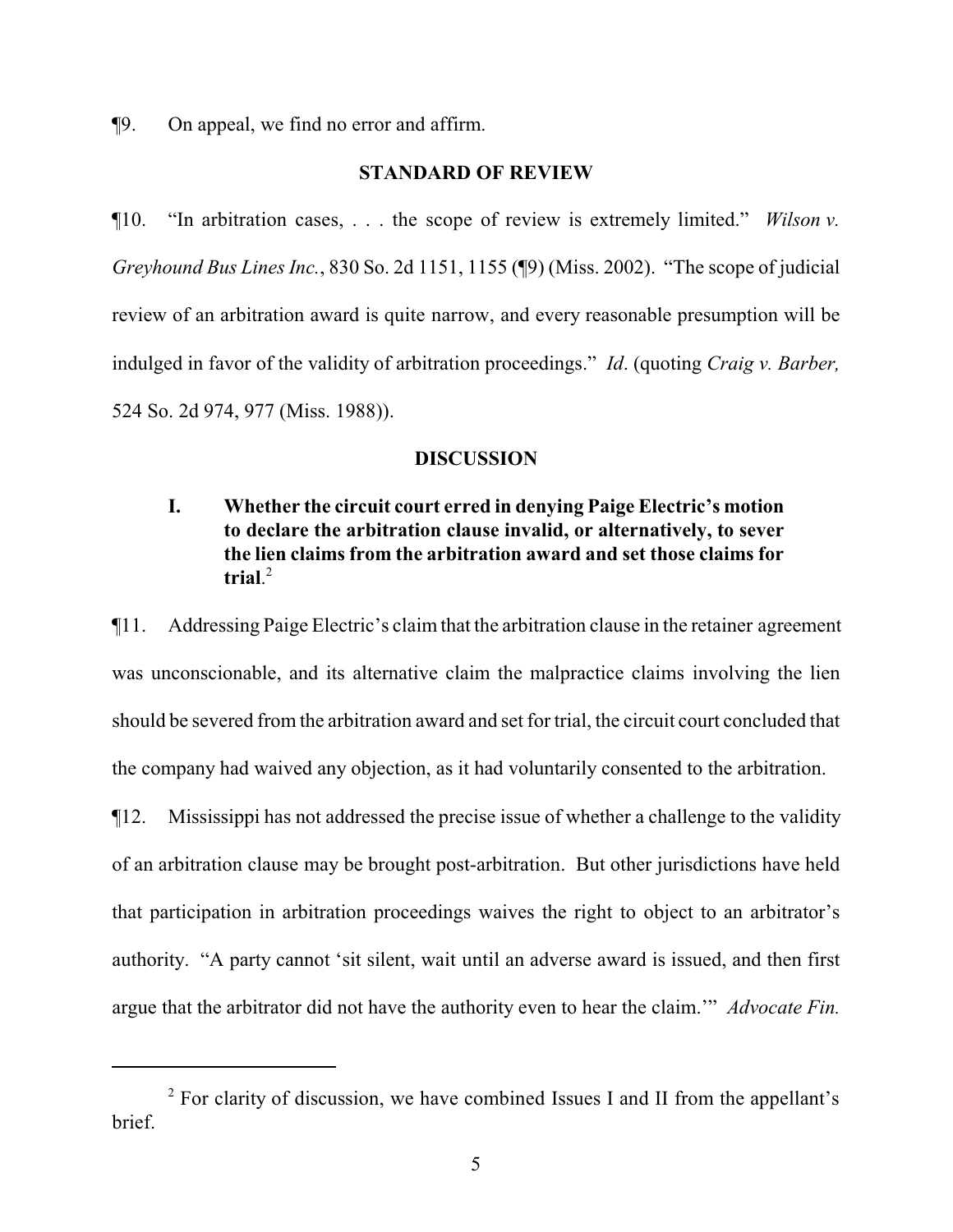¶9. On appeal, we find no error and affirm.

## STANDARD OF REVIEW

¶10. "In arbitration cases, . . . the scope of review is extremely limited." *Wilson v. Greyhound Bus Lines Inc.*, 830 So. 2d 1151, 1155 (¶9) (Miss. 2002). "The scope of judicial review of an arbitration award is quite narrow, and every reasonable presumption will be indulged in favor of the validity of arbitration proceedings." *Id*. (quoting *Craig v. Barber,* 524 So. 2d 974, 977 (Miss. 1988)).

## DISCUSSION

### I. Whether the circuit court erred in denying Paige Electric's motion to declare the arbitration clause invalid, or alternatively, to sever the lien claims from the arbitration award and set those claims for trial.[2]

¶11. Addressing Paige Electric's claim that the arbitration clause in the retainer agreement was unconscionable, and its alternative claim the malpractice claims involving the lien should be severed from the arbitration award and set for trial, the circuit court concluded that the company had waived any objection, as it had voluntarily consented to the arbitration.

¶12. Mississippi has not addressed the precise issue of whether a challenge to the validity of an arbitration clause may be brought post-arbitration. But other jurisdictions have held that participation in arbitration proceedings waives the right to object to an arbitrator's authority. "A party cannot 'sit silent, wait until an adverse award is issued, and then first argue that the arbitrator did not have the authority even to hear the claim.'" *Advocate Fin.*

[2] For clarity of discussion, we have combined Issues I and II from the appellant's brief.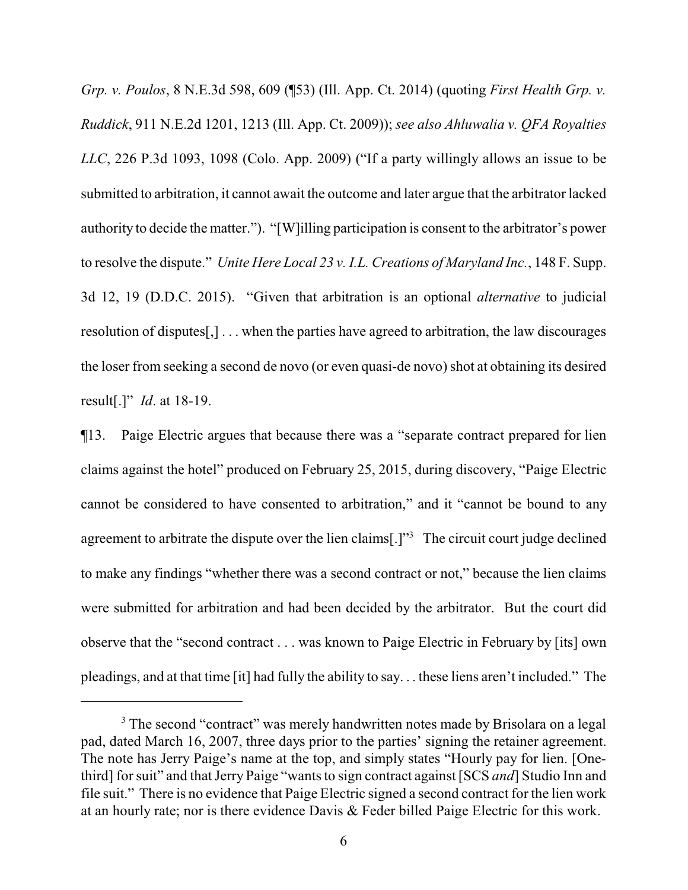*Grp. v. Poulos*, 8 N.E.3d 598, 609 (¶53) (Ill. App. Ct. 2014) (quoting *First Health Grp. v. Ruddick*, 911 N.E.2d 1201, 1213 (Ill. App. Ct. 2009)); *see also Ahluwalia v. QFA Royalties LLC*, 226 P.3d 1093, 1098 (Colo. App. 2009) ("If a party willingly allows an issue to be submitted to arbitration, it cannot await the outcome and later argue that the arbitrator lacked authority to decide the matter."). "[W]illing participation is consent to the arbitrator's power to resolve the dispute." *Unite Here Local 23 v. I.L. Creations of Maryland Inc.*, 148 F. Supp. 3d 12, 19 (D.D.C. 2015). "Given that arbitration is an optional *alternative* to judicial resolution of disputes[,] . . . when the parties have agreed to arbitration, the law discourages the loser from seeking a second de novo (or even quasi-de novo) shot at obtaining its desired result[.]" *Id*. at 18-19.

¶13. Paige Electric argues that because there was a "separate contract prepared for lien claims against the hotel" produced on February 25, 2015, during discovery, "Paige Electric cannot be considered to have consented to arbitration," and it "cannot be bound to any agreement to arbitrate the dispute over the lien claims[.]"[3] The circuit court judge declined to make any findings "whether there was a second contract or not," because the lien claims were submitted for arbitration and had been decided by the arbitrator. But the court did observe that the "second contract . . . was known to Paige Electric in February by [its] own pleadings, and at that time [it] had fully the ability to say. . . these liens aren't included." The

---

[3] The second "contract" was merely handwritten notes made by Brisolara on a legal pad, dated March 16, 2007, three days prior to the parties' signing the retainer agreement. The note has Jerry Paige's name at the top, and simply states "Hourly pay for lien. [One-third] for suit" and that Jerry Paige "wants to sign contract against [SCS *and*] Studio Inn and file suit." There is no evidence that Paige Electric signed a second contract for the lien work at an hourly rate; nor is there evidence Davis & Feder billed Paige Electric for this work.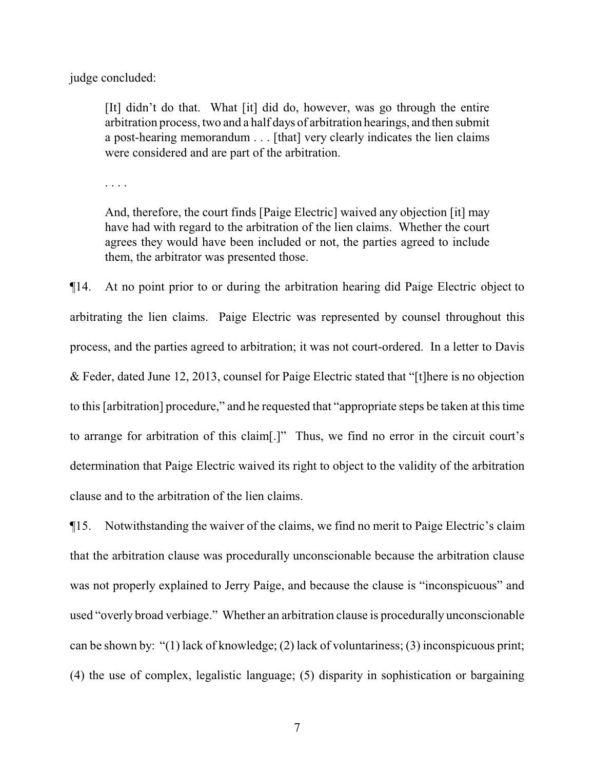judge concluded:

> [It] didn't do that. What [it] did do, however, was go through the entire arbitration process, two and a half days of arbitration hearings, and then submit a post-hearing memorandum . . . [that] very clearly indicates the lien claims were considered and are part of the arbitration.
>
> . . . .
>
> And, therefore, the court finds [Paige Electric] waived any objection [it] may have had with regard to the arbitration of the lien claims. Whether the court agrees they would have been included or not, the parties agreed to include them, the arbitrator was presented those.

¶14. At no point prior to or during the arbitration hearing did Paige Electric object to arbitrating the lien claims. Paige Electric was represented by counsel throughout this process, and the parties agreed to arbitration; it was not court-ordered. In a letter to Davis & Feder, dated June 12, 2013, counsel for Paige Electric stated that "[t]here is no objection to this [arbitration] procedure," and he requested that "appropriate steps be taken at this time to arrange for arbitration of this claim[.]" Thus, we find no error in the circuit court's determination that Paige Electric waived its right to object to the validity of the arbitration clause and to the arbitration of the lien claims.

¶15. Notwithstanding the waiver of the claims, we find no merit to Paige Electric's claim that the arbitration clause was procedurally unconscionable because the arbitration clause was not properly explained to Jerry Paige, and because the clause is "inconspicuous" and used "overly broad verbiage." Whether an arbitration clause is procedurally unconscionable can be shown by: "(1) lack of knowledge; (2) lack of voluntariness; (3) inconspicuous print; (4) the use of complex, legalistic language; (5) disparity in sophistication or bargaining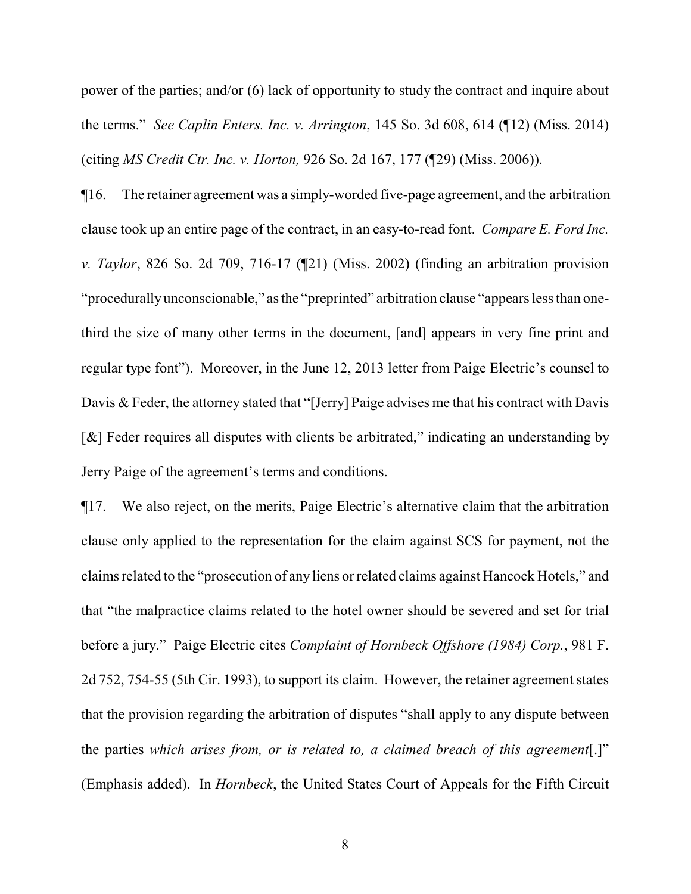power of the parties; and/or (6) lack of opportunity to study the contract and inquire about the terms." *See Caplin Enters. Inc. v. Arrington*, 145 So. 3d 608, 614 (¶12) (Miss. 2014) (citing *MS Credit Ctr. Inc. v. Horton,* 926 So. 2d 167, 177 (¶29) (Miss. 2006)).

¶16. The retainer agreement was a simply-worded five-page agreement, and the arbitration clause took up an entire page of the contract, in an easy-to-read font. *Compare E. Ford Inc. v. Taylor*, 826 So. 2d 709, 716-17 (¶21) (Miss. 2002) (finding an arbitration provision "procedurally unconscionable," as the "preprinted" arbitration clause "appears less than one-third the size of many other terms in the document, [and] appears in very fine print and regular type font"). Moreover, in the June 12, 2013 letter from Paige Electric's counsel to Davis & Feder, the attorney stated that "[Jerry] Paige advises me that his contract with Davis [&] Feder requires all disputes with clients be arbitrated," indicating an understanding by Jerry Paige of the agreement's terms and conditions.

¶17. We also reject, on the merits, Paige Electric's alternative claim that the arbitration clause only applied to the representation for the claim against SCS for payment, not the claims related to the "prosecution of any liens or related claims against Hancock Hotels," and that "the malpractice claims related to the hotel owner should be severed and set for trial before a jury." Paige Electric cites *Complaint of Hornbeck Offshore (1984) Corp.*, 981 F. 2d 752, 754-55 (5th Cir. 1993), to support its claim. However, the retainer agreement states that the provision regarding the arbitration of disputes "shall apply to any dispute between the parties *which arises from, or is related to, a claimed breach of this agreement*[.]" (Emphasis added). In *Hornbeck*, the United States Court of Appeals for the Fifth Circuit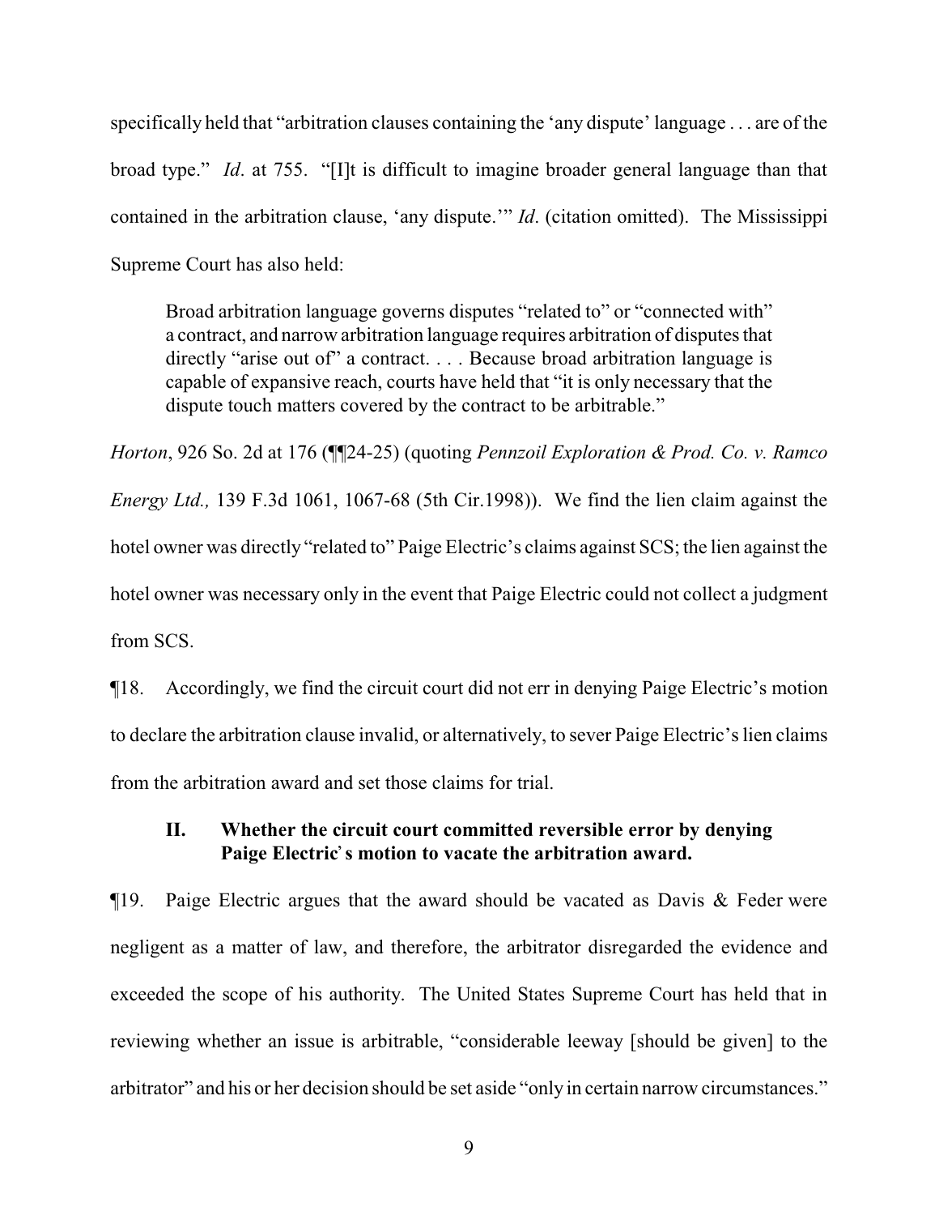specifically held that "arbitration clauses containing the 'any dispute' language . . . are of the broad type." *Id*. at 755. "[I]t is difficult to imagine broader general language than that contained in the arbitration clause, 'any dispute.'" *Id*. (citation omitted). The Mississippi Supreme Court has also held:

> Broad arbitration language governs disputes "related to" or "connected with" a contract, and narrow arbitration language requires arbitration of disputes that directly "arise out of" a contract. . . . Because broad arbitration language is capable of expansive reach, courts have held that "it is only necessary that the dispute touch matters covered by the contract to be arbitrable."

*Horton*, 926 So. 2d at 176 (¶¶24-25) (quoting *Pennzoil Exploration & Prod. Co. v. Ramco Energy Ltd.,* 139 F.3d 1061, 1067-68 (5th Cir.1998)). We find the lien claim against the hotel owner was directly "related to" Paige Electric's claims against SCS; the lien against the hotel owner was necessary only in the event that Paige Electric could not collect a judgment from SCS.

¶18. Accordingly, we find the circuit court did not err in denying Paige Electric's motion to declare the arbitration clause invalid, or alternatively, to sever Paige Electric's lien claims from the arbitration award and set those claims for trial.

### II. Whether the circuit court committed reversible error by denying Paige Electric's motion to vacate the arbitration award.

¶19. Paige Electric argues that the award should be vacated as Davis & Feder were negligent as a matter of law, and therefore, the arbitrator disregarded the evidence and exceeded the scope of his authority. The United States Supreme Court has held that in reviewing whether an issue is arbitrable, "considerable leeway [should be given] to the arbitrator" and his or her decision should be set aside "only in certain narrow circumstances."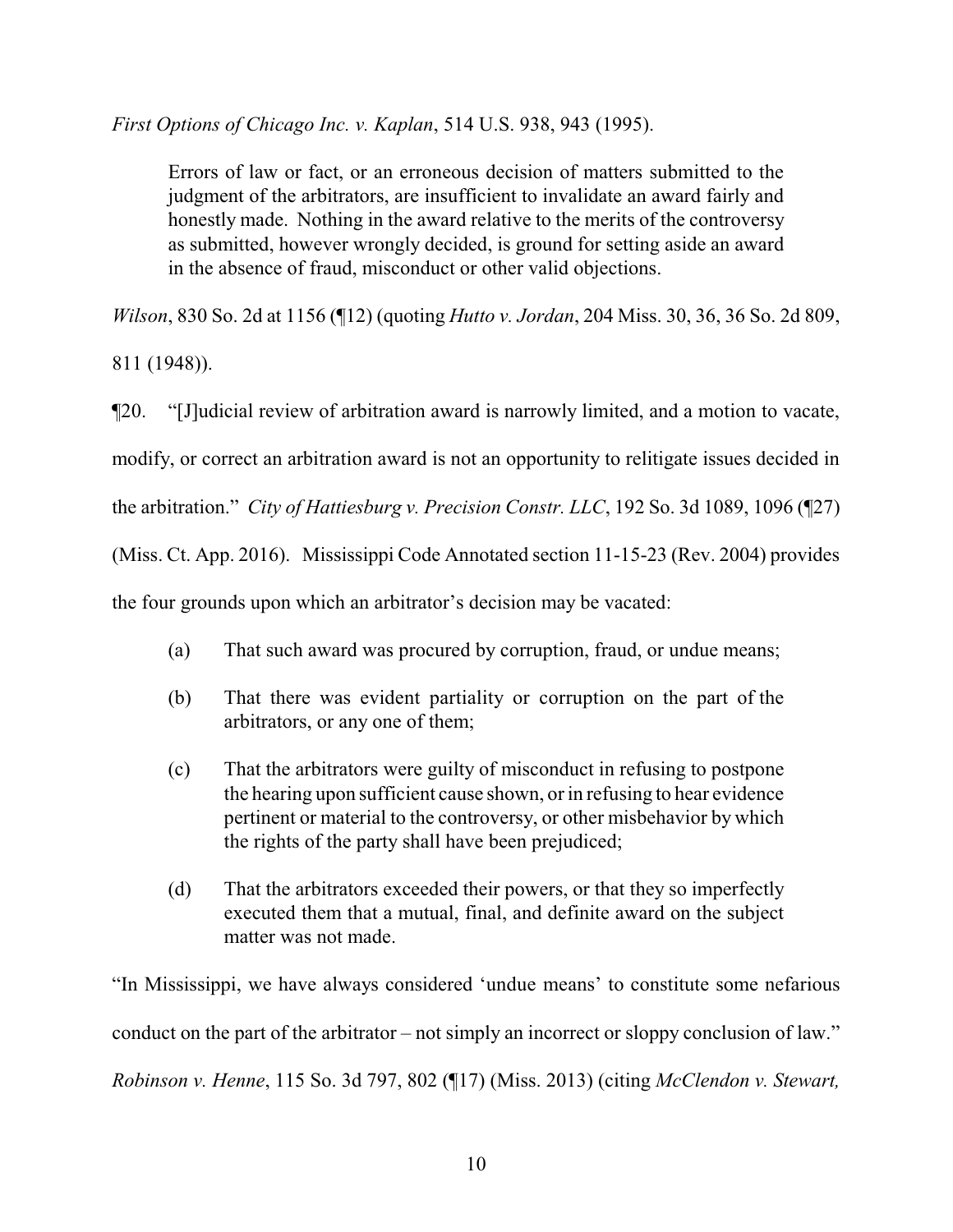*First Options of Chicago Inc. v. Kaplan*, 514 U.S. 938, 943 (1995).

> Errors of law or fact, or an erroneous decision of matters submitted to the judgment of the arbitrators, are insufficient to invalidate an award fairly and honestly made. Nothing in the award relative to the merits of the controversy as submitted, however wrongly decided, is ground for setting aside an award in the absence of fraud, misconduct or other valid objections.

*Wilson*, 830 So. 2d at 1156 (¶12) (quoting *Hutto v. Jordan*, 204 Miss. 30, 36, 36 So. 2d 809, 811 (1948)).

¶20. "[J]udicial review of arbitration award is narrowly limited, and a motion to vacate, modify, or correct an arbitration award is not an opportunity to relitigate issues decided in the arbitration." *City of Hattiesburg v. Precision Constr. LLC*, 192 So. 3d 1089, 1096 (¶27) (Miss. Ct. App. 2016). Mississippi Code Annotated section 11-15-23 (Rev. 2004) provides the four grounds upon which an arbitrator's decision may be vacated:

> (a) That such award was procured by corruption, fraud, or undue means;
>
> (b) That there was evident partiality or corruption on the part of the arbitrators, or any one of them;
>
> (c) That the arbitrators were guilty of misconduct in refusing to postpone the hearing upon sufficient cause shown, or in refusing to hear evidence pertinent or material to the controversy, or other misbehavior by which the rights of the party shall have been prejudiced;
>
> (d) That the arbitrators exceeded their powers, or that they so imperfectly executed them that a mutual, final, and definite award on the subject matter was not made.

"In Mississippi, we have always considered 'undue means' to constitute some nefarious conduct on the part of the arbitrator – not simply an incorrect or sloppy conclusion of law." *Robinson v. Henne*, 115 So. 3d 797, 802 (¶17) (Miss. 2013) (citing *McClendon v. Stewart,*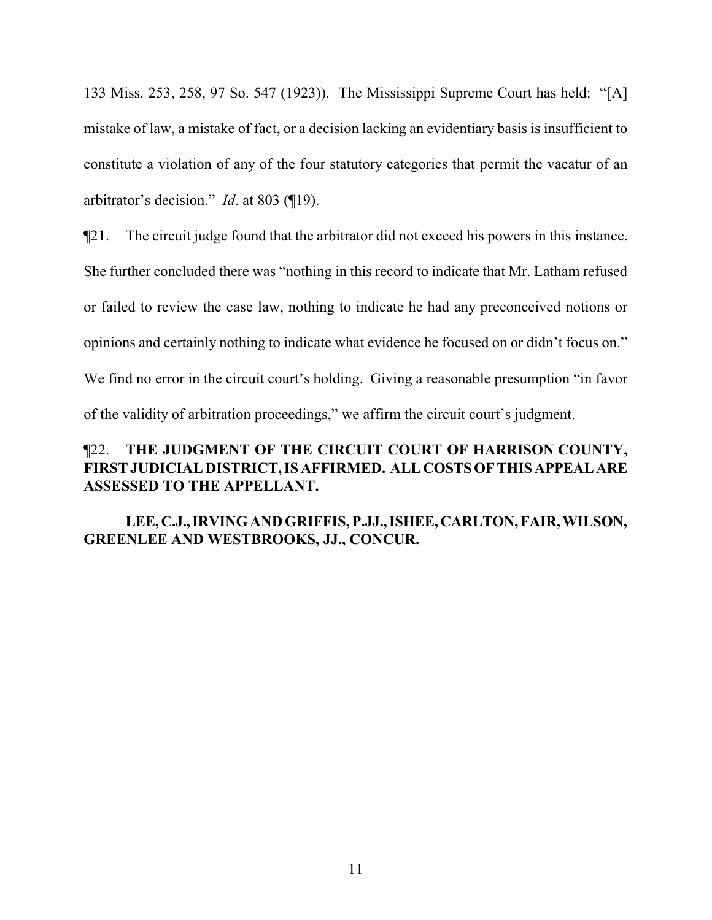133 Miss. 253, 258, 97 So. 547 (1923)). The Mississippi Supreme Court has held: "[A] mistake of law, a mistake of fact, or a decision lacking an evidentiary basis is insufficient to constitute a violation of any of the four statutory categories that permit the vacatur of an arbitrator's decision." *Id*. at 803 (¶19).

¶21. The circuit judge found that the arbitrator did not exceed his powers in this instance. She further concluded there was "nothing in this record to indicate that Mr. Latham refused or failed to review the case law, nothing to indicate he had any preconceived notions or opinions and certainly nothing to indicate what evidence he focused on or didn't focus on." We find no error in the circuit court's holding. Giving a reasonable presumption "in favor of the validity of arbitration proceedings," we affirm the circuit court's judgment.

¶22. **THE JUDGMENT OF THE CIRCUIT COURT OF HARRISON COUNTY, FIRST JUDICIAL DISTRICT, IS AFFIRMED. ALL COSTS OF THIS APPEAL ARE ASSESSED TO THE APPELLANT.**

**LEE, C.J., IRVING AND GRIFFIS, P.JJ., ISHEE, CARLTON, FAIR, WILSON, GREENLEE AND WESTBROOKS, JJ., CONCUR.**